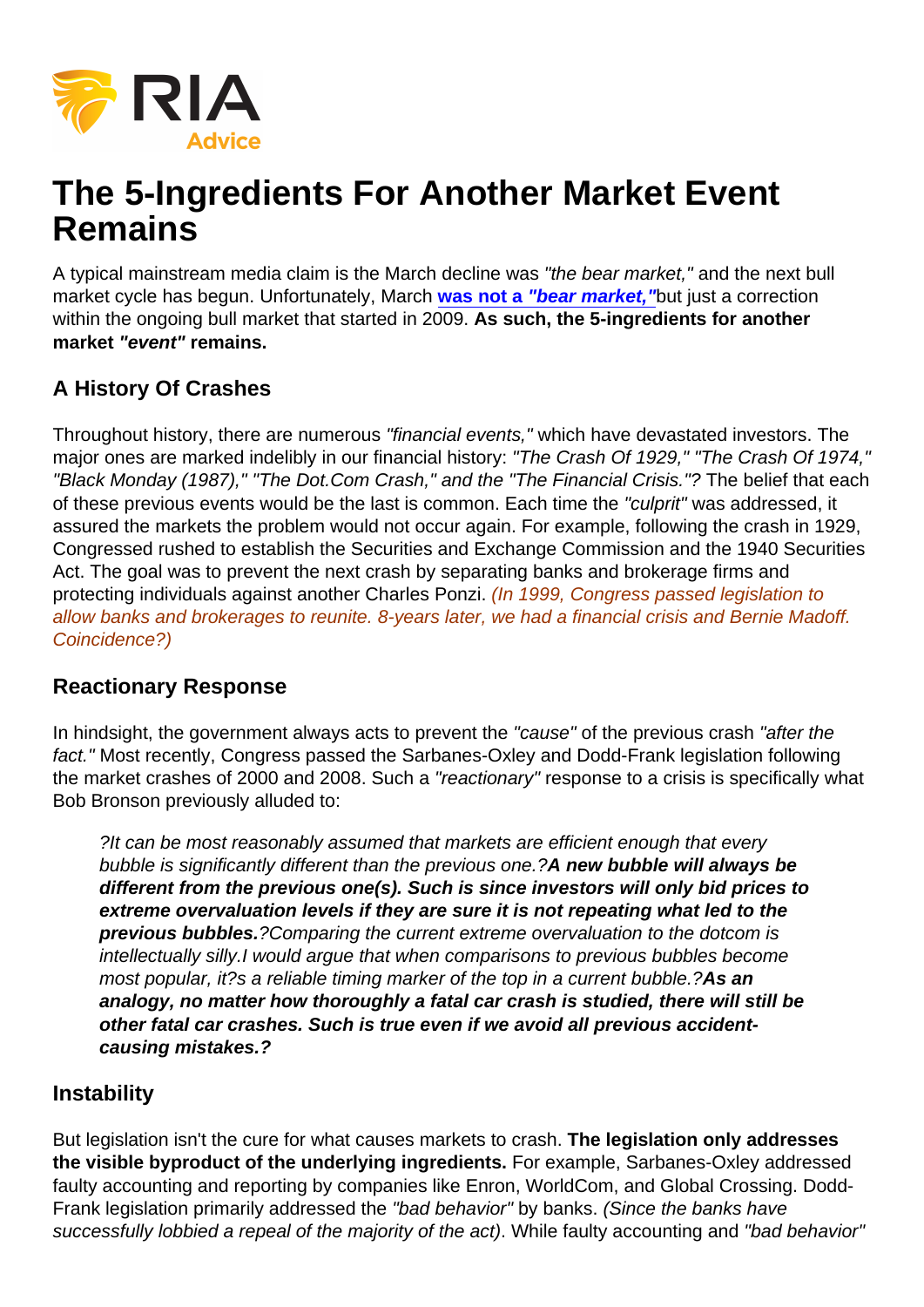# The 5-Ingredients For Another Market Event Remains

A typical mainstream media claim is the March decline was *"the bear market,"* and the next bull market cycle has begun. Unfortunately, March **was not a *"bear market,"*** but just a correction within the ongoing bull market that started in 2009. **As such, the 5-ingredients for another market *"event"* remains.**

## A History Of Crashes

Throughout history, there are numerous *"financial events,"* which have devastated investors. The major ones are marked indelibly in our financial history: *"The Crash Of 1929," "The Crash Of 1974," "Black Monday (1987)," "The Dot.Com Crash,"* and the *"The Financial Crisis."?* The belief that each of these previous events would be the last is common. Each time the *"culprit"* was addressed, it assured the markets the problem would not occur again. For example, following the crash in 1929, Congressed rushed to establish the Securities and Exchange Commission and the 1940 Securities Act. The goal was to prevent the next crash by separating banks and brokerage firms and protecting individuals against another Charles Ponzi. *(In 1999, Congress passed legislation to allow banks and brokerages to reunite. 8-years later, we had a financial crisis and Bernie Madoff. Coincidence?)*

## Reactionary Response

In hindsight, the government always acts to prevent the *"cause"* of the previous crash *"after the fact."* Most recently, Congress passed the Sarbanes-Oxley and Dodd-Frank legislation following the market crashes of 2000 and 2008. Such a *"reactionary"* response to a crisis is specifically what Bob Bronson previously alluded to:

> *?It can be most reasonably assumed that markets are efficient enough that every bubble is significantly different than the previous one.?* ***A new bubble will always be different from the previous one(s). Such is since investors will only bid prices to extreme overvaluation levels if they are sure it is not repeating what led to the previous bubbles.*** *?Comparing the current extreme overvaluation to the dotcom is intellectually silly.I would argue that when comparisons to previous bubbles become most popular, it?s a reliable timing marker of the top in a current bubble.?* ***As an analogy, no matter how thoroughly a fatal car crash is studied, there will still be other fatal car crashes. Such is true even if we avoid all previous accident-causing mistakes.?***

## Instability

But legislation isn't the cure for what causes markets to crash. **The legislation only addresses the visible byproduct of the underlying ingredients.** For example, Sarbanes-Oxley addressed faulty accounting and reporting by companies like Enron, WorldCom, and Global Crossing. Dodd-Frank legislation primarily addressed the *"bad behavior"* by banks. *(Since the banks have successfully lobbied a repeal of the majority of the act)*. While faulty accounting and *"bad behavior"*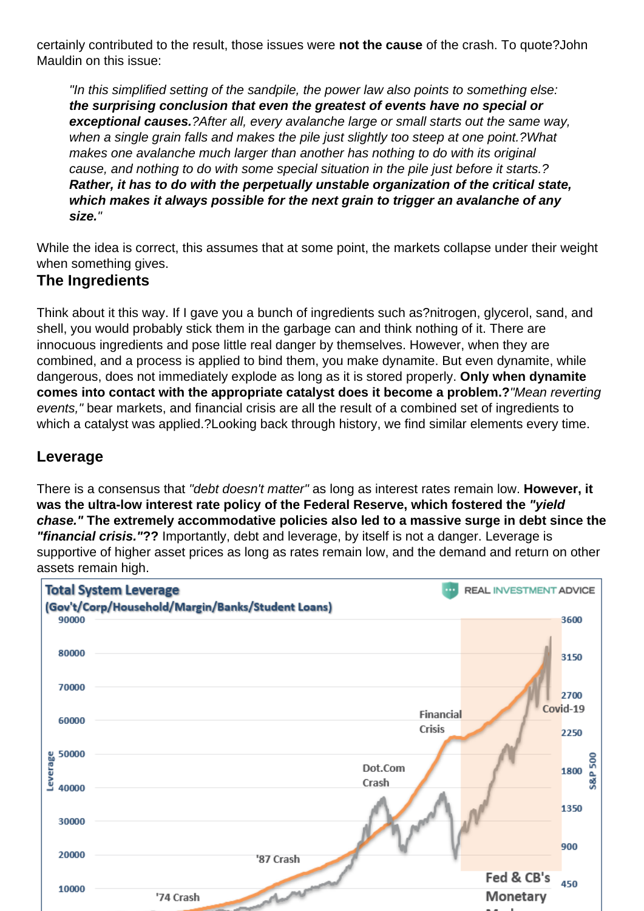certainly contributed to the result, those issues were **not the cause** of the crash. To quote?John Mauldin on this issue:

> *"In this simplified setting of the sandpile, the power law also points to something else:* ***the surprising conclusion that even the greatest of events have no special or exceptional causes.****?After all, every avalanche large or small starts out the same way, when a single grain falls and makes the pile just slightly too steep at one point.?What makes one avalanche much larger than another has nothing to do with its original cause, and nothing to do with some special situation in the pile just before it starts.?* ***Rather, it has to do with the perpetually unstable organization of the critical state, which makes it always possible for the next grain to trigger an avalanche of any size.****"*

While the idea is correct, this assumes that at some point, the markets collapse under their weight when something gives.

### The Ingredients

Think about it this way. If I gave you a bunch of ingredients such as?nitrogen, glycerol, sand, and shell, you would probably stick them in the garbage can and think nothing of it. There are innocuous ingredients and pose little real danger by themselves. However, when they are combined, and a process is applied to bind them, you make dynamite. But even dynamite, while dangerous, does not immediately explode as long as it is stored properly. **Only when dynamite comes into contact with the appropriate catalyst does it become a problem.?***"Mean reverting events,"* bear markets, and financial crisis are all the result of a combined set of ingredients to which a catalyst was applied.?Looking back through history, we find similar elements every time.

### Leverage

There is a consensus that *"debt doesn't matter"* as long as interest rates remain low. **However, it was the ultra-low interest rate policy of the Federal Reserve, which fostered the *"yield chase."* The extremely accommodative policies also led to a massive surge in debt since the *"financial crisis."*??** Importantly, debt and leverage, by itself is not a danger. Leverage is supportive of higher asset prices as long as rates remain low, and the demand and return on other assets remain high.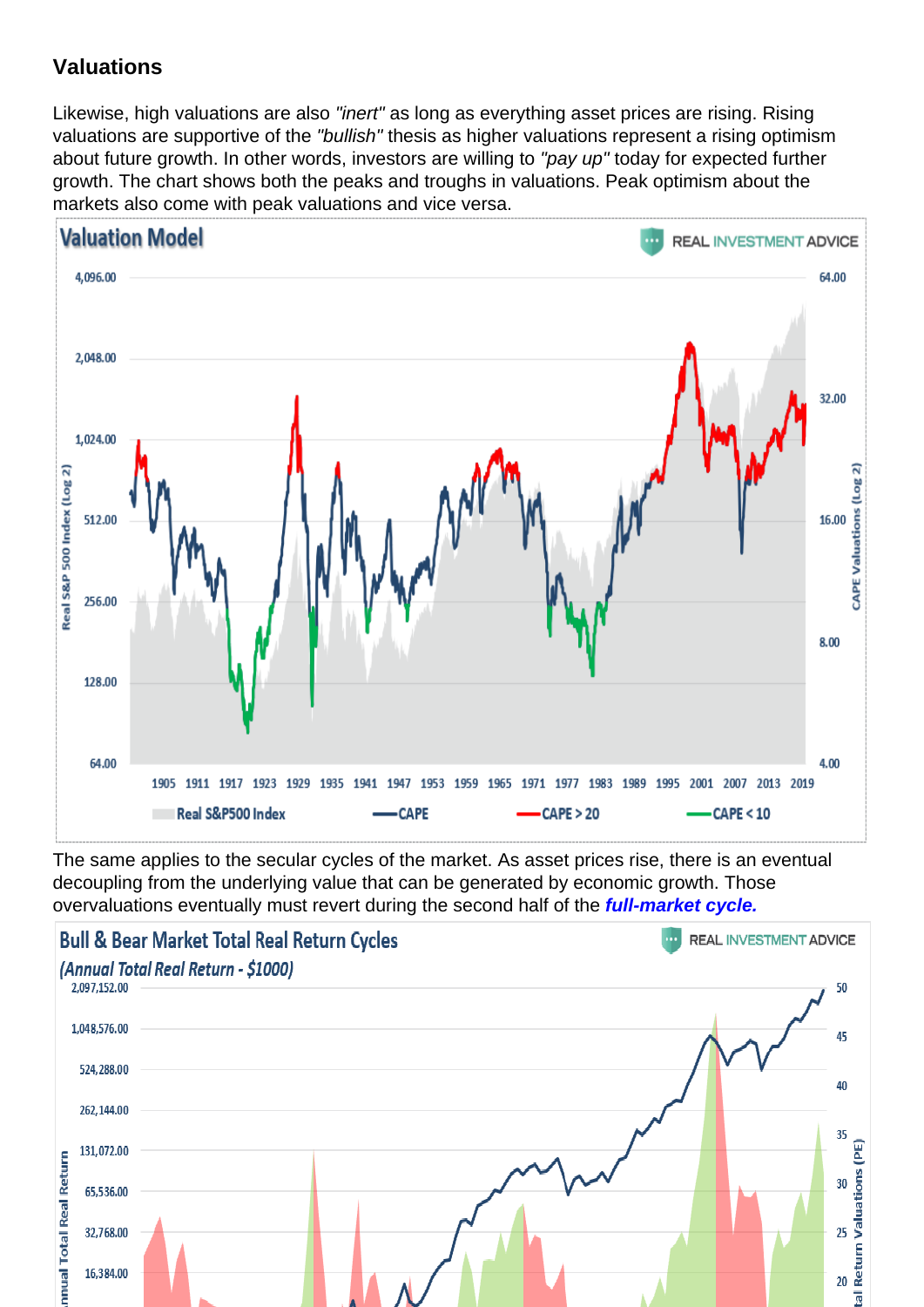## Valuations

Likewise, high valuations are also *"inert"* as long as everything asset prices are rising. Rising valuations are supportive of the *"bullish"* thesis as higher valuations represent a rising optimism about future growth. In other words, investors are willing to *"pay up"* today for expected further growth. The chart shows both the peaks and troughs in valuations. Peak optimism about the markets also come with peak valuations and vice versa.

The same applies to the secular cycles of the market. As asset prices rise, there is an eventual decoupling from the underlying value that can be generated by economic growth. Those overvaluations eventually must revert during the second half of the ***full-market cycle.***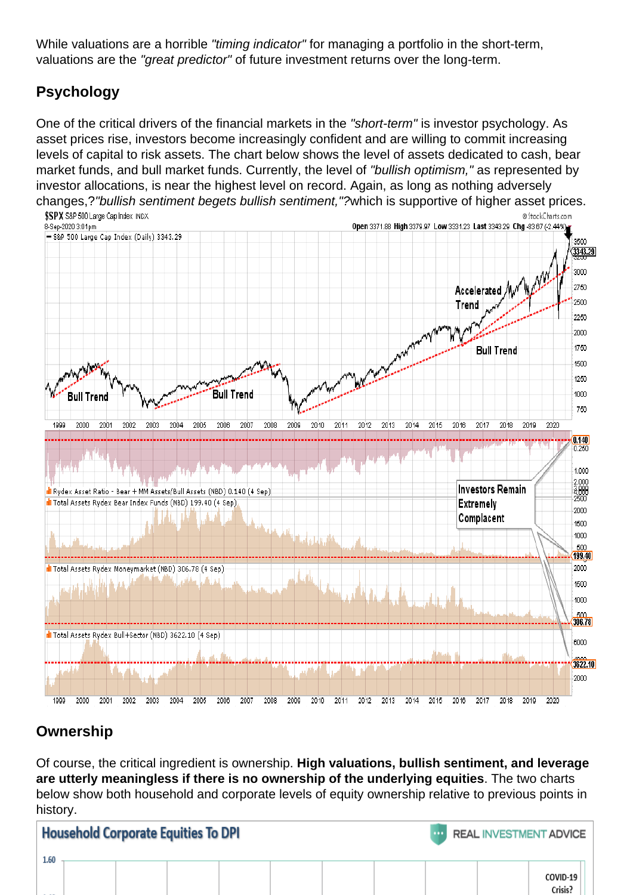While valuations are a horrible *"timing indicator"* for managing a portfolio in the short-term, valuations are the *"great predictor"* of future investment returns over the long-term.

## Psychology

One of the critical drivers of the financial markets in the *"short-term"* is investor psychology. As asset prices rise, investors become increasingly confident and are willing to commit increasing levels of capital to risk assets. The chart below shows the level of assets dedicated to cash, bear market funds, and bull market funds. Currently, the level of *"bullish optimism,"* as represented by investor allocations, is near the highest level on record. Again, as long as nothing adversely changes,?*"bullish sentiment begets bullish sentiment,"?*which is supportive of higher asset prices.

## Ownership

Of course, the critical ingredient is ownership. **High valuations, bullish sentiment, and leverage are utterly meaningless if there is no ownership of the underlying equities**. The two charts below show both household and corporate levels of equity ownership relative to previous points in history.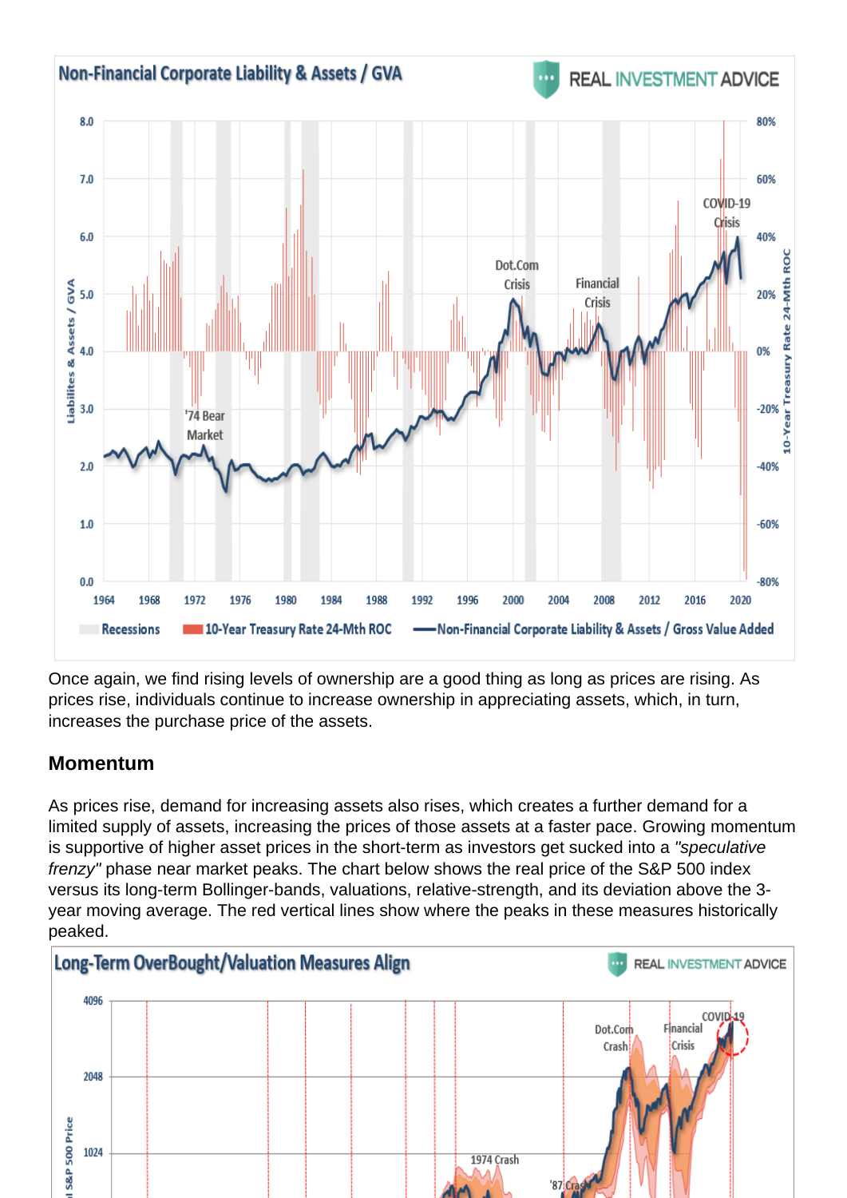Once again, we find rising levels of ownership are a good thing as long as prices are rising. As prices rise, individuals continue to increase ownership in appreciating assets, which, in turn, increases the purchase price of the assets.

## Momentum

As prices rise, demand for increasing assets also rises, which creates a further demand for a limited supply of assets, increasing the prices of those assets at a faster pace. Growing momentum is supportive of higher asset prices in the short-term as investors get sucked into a *"speculative frenzy"* phase near market peaks. The chart below shows the real price of the S&P 500 index versus its long-term Bollinger-bands, valuations, relative-strength, and its deviation above the 3-year moving average. The red vertical lines show where the peaks in these measures historically peaked.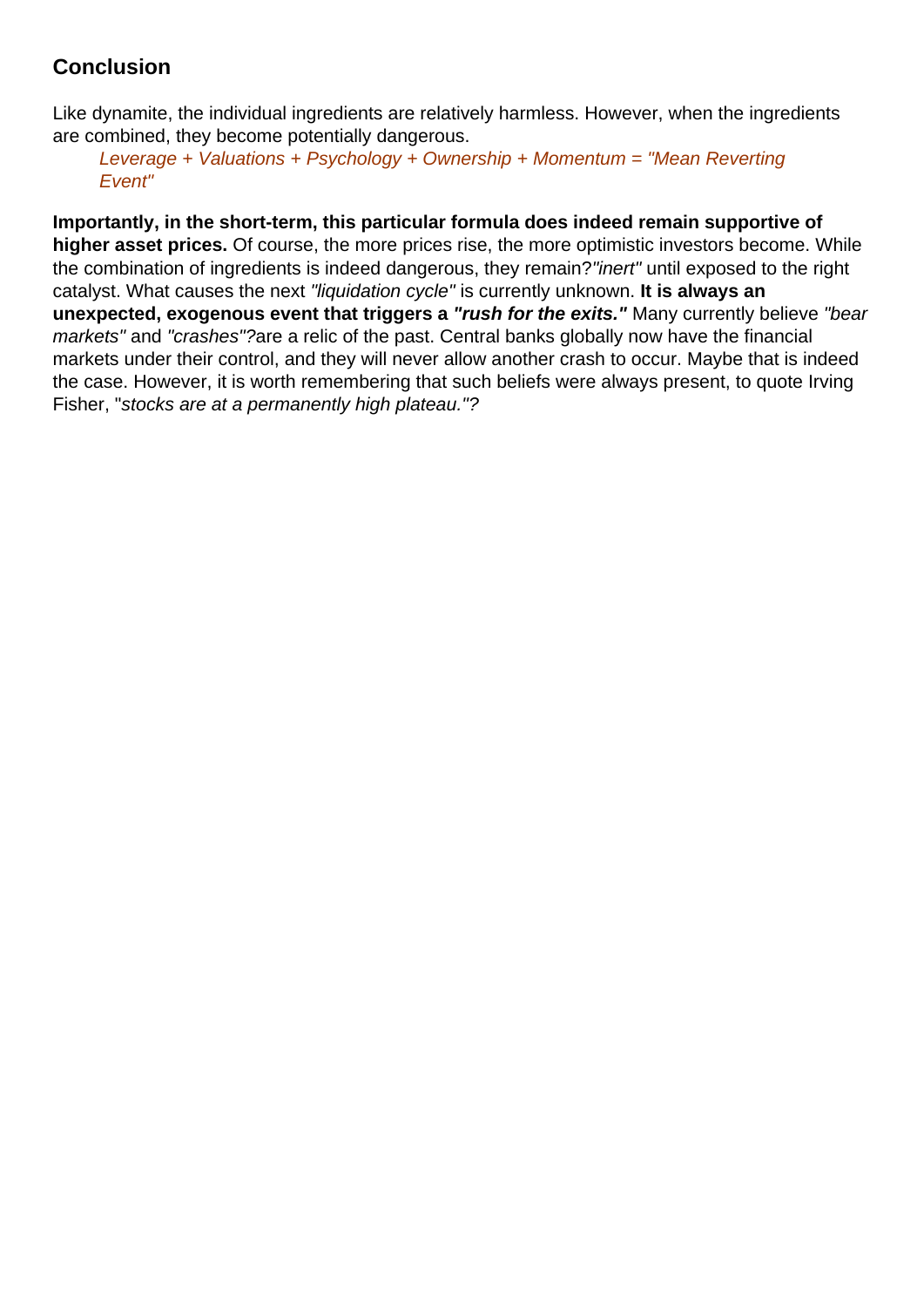## Conclusion

Like dynamite, the individual ingredients are relatively harmless. However, when the ingredients are combined, they become potentially dangerous.

> *Leverage + Valuations + Psychology + Ownership + Momentum = "Mean Reverting Event"*

**Importantly, in the short-term, this particular formula does indeed remain supportive of higher asset prices.** Of course, the more prices rise, the more optimistic investors become. While the combination of ingredients is indeed dangerous, they remain?*"inert"* until exposed to the right catalyst. What causes the next *"liquidation cycle"* is currently unknown. **It is always an unexpected, exogenous event that triggers a *"rush for the exits."*** Many currently believe *"bear markets"* and *"crashes"?*are a relic of the past. Central banks globally now have the financial markets under their control, and they will never allow another crash to occur. Maybe that is indeed the case. However, it is worth remembering that such beliefs were always present, to quote Irving Fisher, "*stocks are at a permanently high plateau."?*